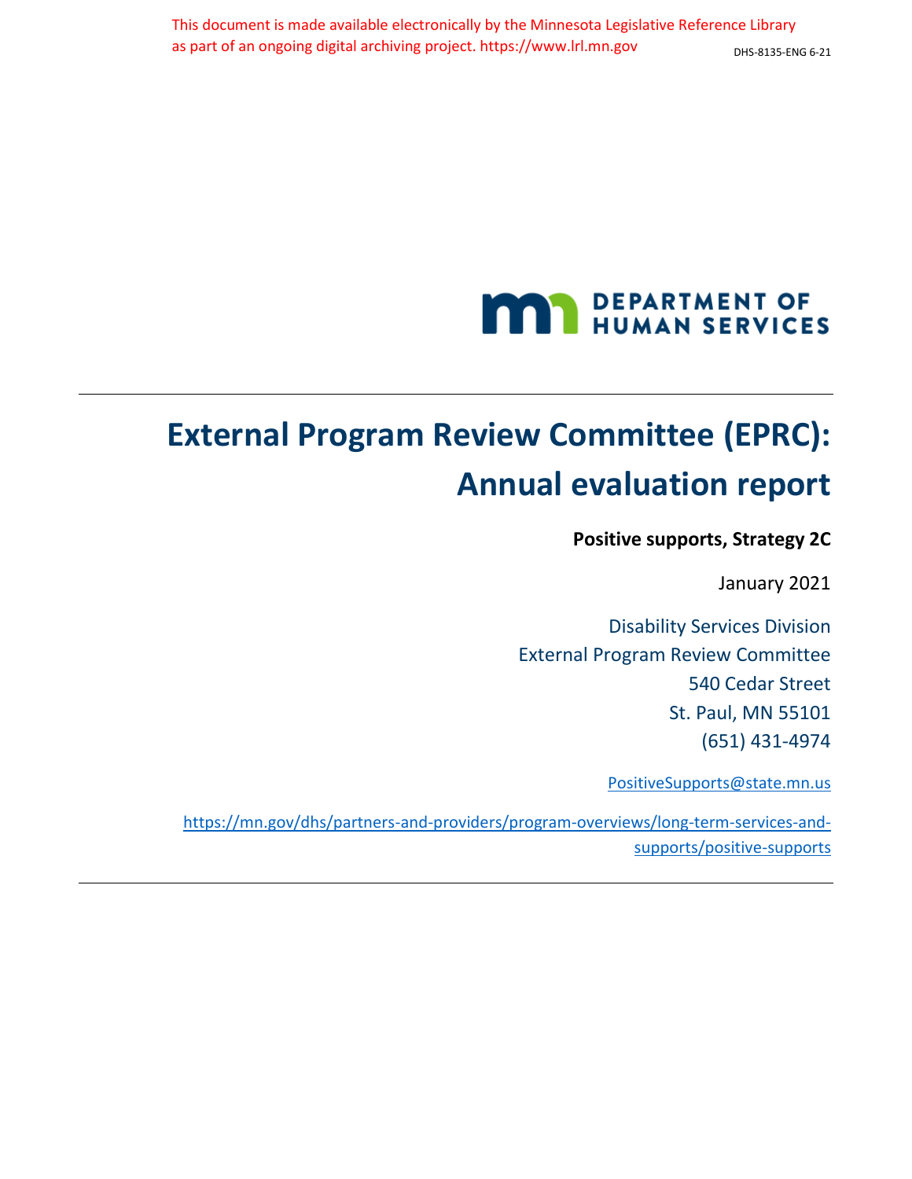This document is made available electronically by the Minnesota Legislative Reference Library as part of an ongoing digital archiving project. https://www.lrl.mn.gov

DHS-8135-ENG 6-21

DEPARTMENT OF HUMAN SERVICES

# External Program Review Committee (EPRC): Annual evaluation report

**Positive supports, Strategy 2C**

January 2021

Disability Services Division
External Program Review Committee
540 Cedar Street
St. Paul, MN 55101
(651) 431-4974

PositiveSupports@state.mn.us

https://mn.gov/dhs/partners-and-providers/program-overviews/long-term-services-and-supports/positive-supports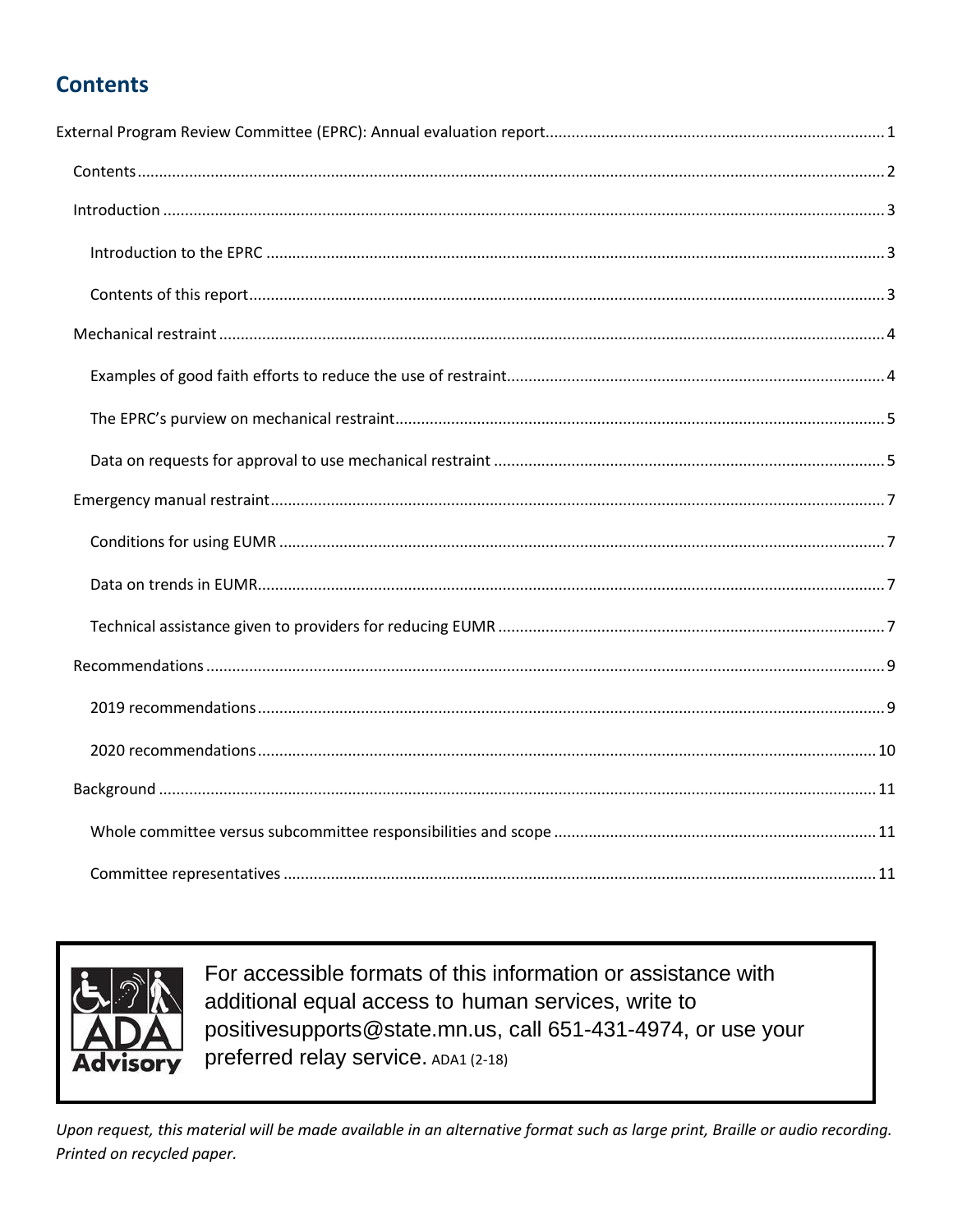## Contents

External Program Review Committee (EPRC): Annual evaluation report ..... 1

- Contents ..... 2
- Introduction ..... 3
  - Introduction to the EPRC ..... 3
  - Contents of this report ..... 3
- Mechanical restraint ..... 4
  - Examples of good faith efforts to reduce the use of restraint ..... 4
  - The EPRC's purview on mechanical restraint ..... 5
  - Data on requests for approval to use mechanical restraint ..... 5
- Emergency manual restraint ..... 7
  - Conditions for using EUMR ..... 7
  - Data on trends in EUMR ..... 7
  - Technical assistance given to providers for reducing EUMR ..... 7
- Recommendations ..... 9
  - 2019 recommendations ..... 9
  - 2020 recommendations ..... 10
- Background ..... 11
  - Whole committee versus subcommittee responsibilities and scope ..... 11
  - Committee representatives ..... 11

For accessible formats of this information or assistance with additional equal access to human services, write to positivesupports@state.mn.us, call 651-431-4974, or use your preferred relay service. ADA1 (2-18)

*Upon request, this material will be made available in an alternative format such as large print, Braille or audio recording. Printed on recycled paper.*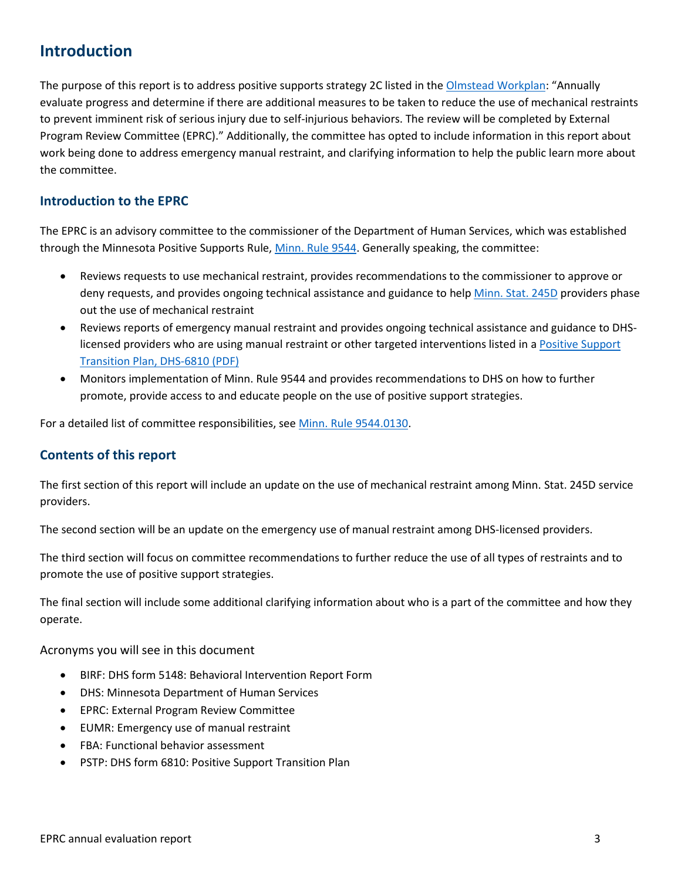# Introduction

The purpose of this report is to address positive supports strategy 2C listed in the Olmstead Workplan: "Annually evaluate progress and determine if there are additional measures to be taken to reduce the use of mechanical restraints to prevent imminent risk of serious injury due to self-injurious behaviors. The review will be completed by External Program Review Committee (EPRC)." Additionally, the committee has opted to include information in this report about work being done to address emergency manual restraint, and clarifying information to help the public learn more about the committee.

## Introduction to the EPRC

The EPRC is an advisory committee to the commissioner of the Department of Human Services, which was established through the Minnesota Positive Supports Rule, Minn. Rule 9544. Generally speaking, the committee:

- Reviews requests to use mechanical restraint, provides recommendations to the commissioner to approve or deny requests, and provides ongoing technical assistance and guidance to help Minn. Stat. 245D providers phase out the use of mechanical restraint
- Reviews reports of emergency manual restraint and provides ongoing technical assistance and guidance to DHS-licensed providers who are using manual restraint or other targeted interventions listed in a Positive Support Transition Plan, DHS-6810 (PDF)
- Monitors implementation of Minn. Rule 9544 and provides recommendations to DHS on how to further promote, provide access to and educate people on the use of positive support strategies.

For a detailed list of committee responsibilities, see Minn. Rule 9544.0130.

## Contents of this report

The first section of this report will include an update on the use of mechanical restraint among Minn. Stat. 245D service providers.

The second section will be an update on the emergency use of manual restraint among DHS-licensed providers.

The third section will focus on committee recommendations to further reduce the use of all types of restraints and to promote the use of positive support strategies.

The final section will include some additional clarifying information about who is a part of the committee and how they operate.

### Acronyms you will see in this document

- BIRF: DHS form 5148: Behavioral Intervention Report Form
- DHS: Minnesota Department of Human Services
- EPRC: External Program Review Committee
- EUMR: Emergency use of manual restraint
- FBA: Functional behavior assessment
- PSTP: DHS form 6810: Positive Support Transition Plan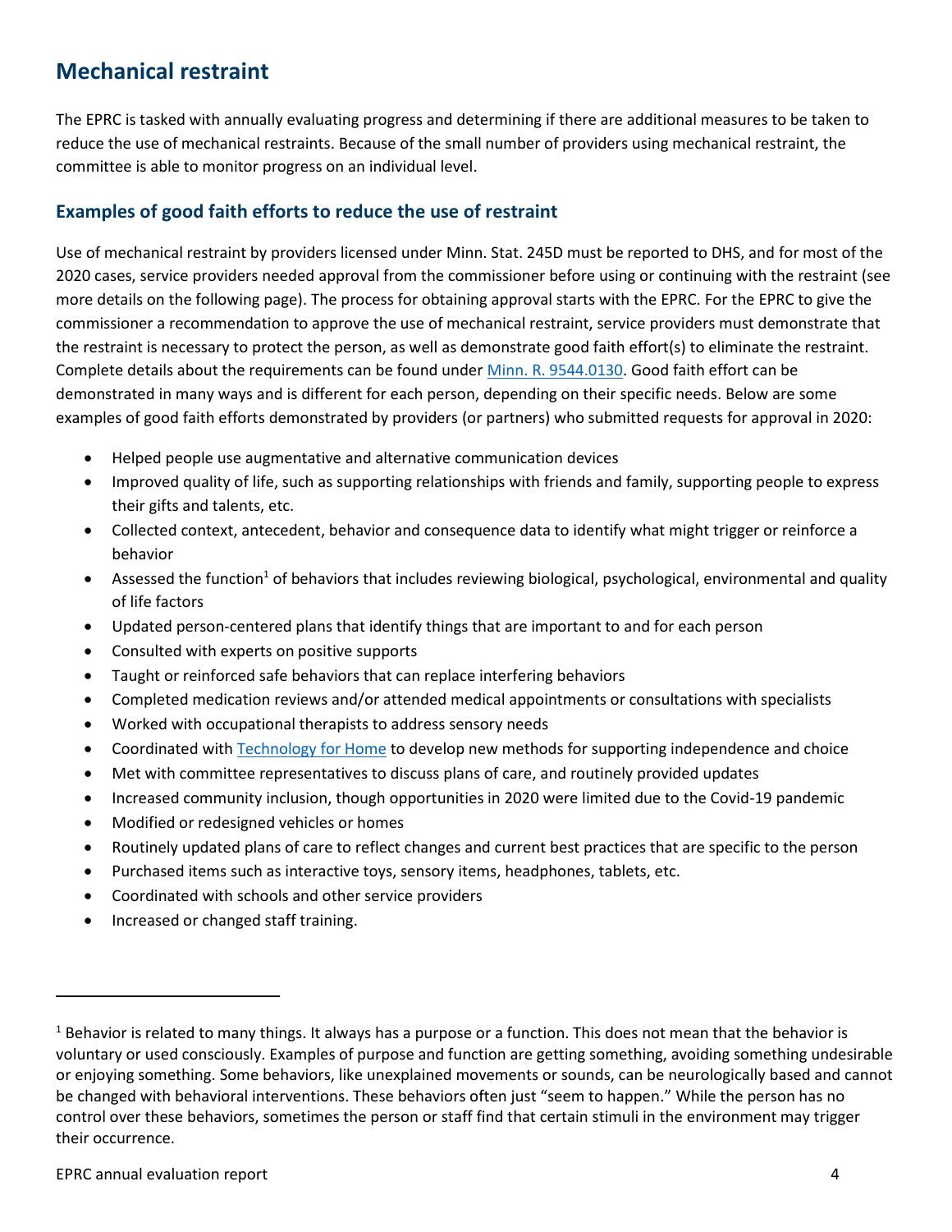## Mechanical restraint

The EPRC is tasked with annually evaluating progress and determining if there are additional measures to be taken to reduce the use of mechanical restraints. Because of the small number of providers using mechanical restraint, the committee is able to monitor progress on an individual level.

### Examples of good faith efforts to reduce the use of restraint

Use of mechanical restraint by providers licensed under Minn. Stat. 245D must be reported to DHS, and for most of the 2020 cases, service providers needed approval from the commissioner before using or continuing with the restraint (see more details on the following page). The process for obtaining approval starts with the EPRC. For the EPRC to give the commissioner a recommendation to approve the use of mechanical restraint, service providers must demonstrate that the restraint is necessary to protect the person, as well as demonstrate good faith effort(s) to eliminate the restraint. Complete details about the requirements can be found under [Minn. R. 9544.0130](). Good faith effort can be demonstrated in many ways and is different for each person, depending on their specific needs. Below are some examples of good faith efforts demonstrated by providers (or partners) who submitted requests for approval in 2020:

- Helped people use augmentative and alternative communication devices
- Improved quality of life, such as supporting relationships with friends and family, supporting people to express their gifts and talents, etc.
- Collected context, antecedent, behavior and consequence data to identify what might trigger or reinforce a behavior
- Assessed the function[1] of behaviors that includes reviewing biological, psychological, environmental and quality of life factors
- Updated person-centered plans that identify things that are important to and for each person
- Consulted with experts on positive supports
- Taught or reinforced safe behaviors that can replace interfering behaviors
- Completed medication reviews and/or attended medical appointments or consultations with specialists
- Worked with occupational therapists to address sensory needs
- Coordinated with [Technology for Home]() to develop new methods for supporting independence and choice
- Met with committee representatives to discuss plans of care, and routinely provided updates
- Increased community inclusion, though opportunities in 2020 were limited due to the Covid-19 pandemic
- Modified or redesigned vehicles or homes
- Routinely updated plans of care to reflect changes and current best practices that are specific to the person
- Purchased items such as interactive toys, sensory items, headphones, tablets, etc.
- Coordinated with schools and other service providers
- Increased or changed staff training.

---

[1] Behavior is related to many things. It always has a purpose or a function. This does not mean that the behavior is voluntary or used consciously. Examples of purpose and function are getting something, avoiding something undesirable or enjoying something. Some behaviors, like unexplained movements or sounds, can be neurologically based and cannot be changed with behavioral interventions. These behaviors often just "seem to happen." While the person has no control over these behaviors, sometimes the person or staff find that certain stimuli in the environment may trigger their occurrence.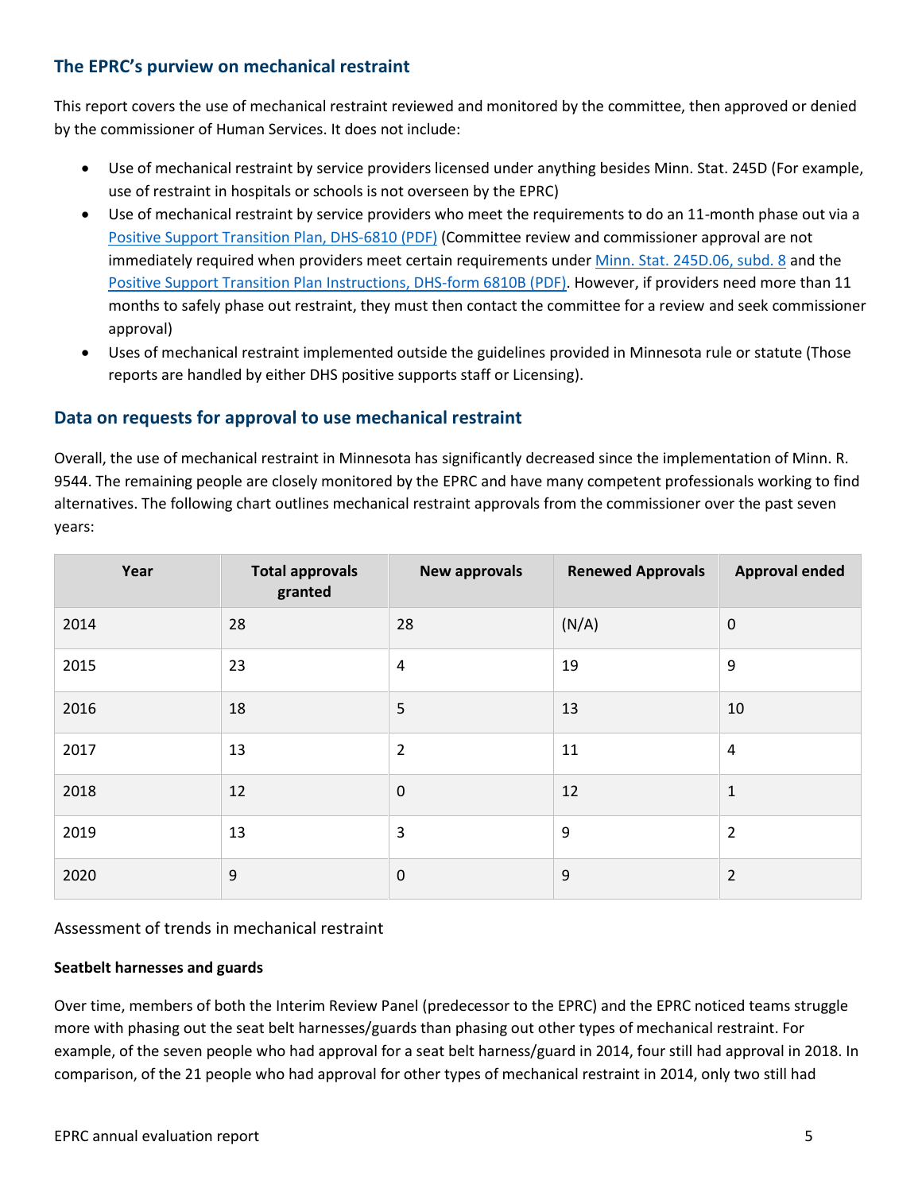## The EPRC's purview on mechanical restraint

This report covers the use of mechanical restraint reviewed and monitored by the committee, then approved or denied by the commissioner of Human Services. It does not include:

- Use of mechanical restraint by service providers licensed under anything besides Minn. Stat. 245D (For example, use of restraint in hospitals or schools is not overseen by the EPRC)
- Use of mechanical restraint by service providers who meet the requirements to do an 11-month phase out via a Positive Support Transition Plan, DHS-6810 (PDF) (Committee review and commissioner approval are not immediately required when providers meet certain requirements under Minn. Stat. 245D.06, subd. 8 and the Positive Support Transition Plan Instructions, DHS-form 6810B (PDF). However, if providers need more than 11 months to safely phase out restraint, they must then contact the committee for a review and seek commissioner approval)
- Uses of mechanical restraint implemented outside the guidelines provided in Minnesota rule or statute (Those reports are handled by either DHS positive supports staff or Licensing).

## Data on requests for approval to use mechanical restraint

Overall, the use of mechanical restraint in Minnesota has significantly decreased since the implementation of Minn. R. 9544. The remaining people are closely monitored by the EPRC and have many competent professionals working to find alternatives. The following chart outlines mechanical restraint approvals from the commissioner over the past seven years:

| Year | Total approvals granted | New approvals | Renewed Approvals | Approval ended |
|---|---|---|---|---|
| 2014 | 28 | 28 | (N/A) | 0 |
| 2015 | 23 | 4 | 19 | 9 |
| 2016 | 18 | 5 | 13 | 10 |
| 2017 | 13 | 2 | 11 | 4 |
| 2018 | 12 | 0 | 12 | 1 |
| 2019 | 13 | 3 | 9 | 2 |
| 2020 | 9 | 0 | 9 | 2 |

### Assessment of trends in mechanical restraint

**Seatbelt harnesses and guards**

Over time, members of both the Interim Review Panel (predecessor to the EPRC) and the EPRC noticed teams struggle more with phasing out the seat belt harnesses/guards than phasing out other types of mechanical restraint. For example, of the seven people who had approval for a seat belt harness/guard in 2014, four still had approval in 2018. In comparison, of the 21 people who had approval for other types of mechanical restraint in 2014, only two still had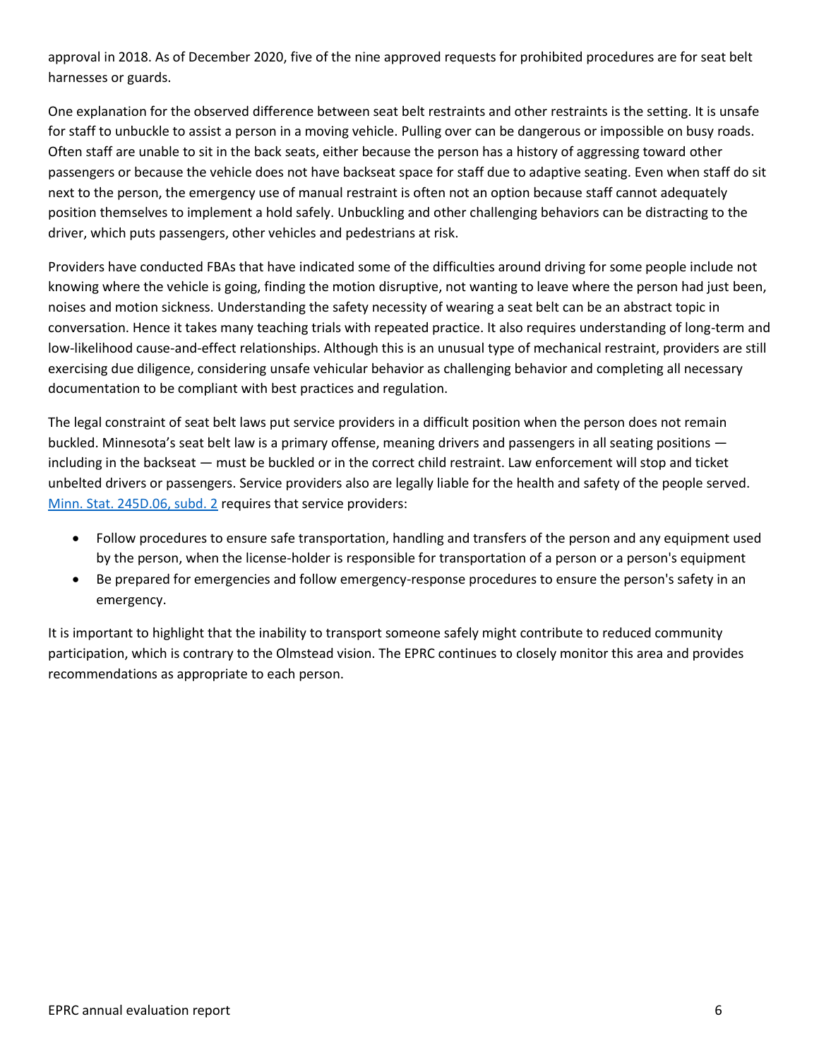approval in 2018. As of December 2020, five of the nine approved requests for prohibited procedures are for seat belt harnesses or guards.

One explanation for the observed difference between seat belt restraints and other restraints is the setting. It is unsafe for staff to unbuckle to assist a person in a moving vehicle. Pulling over can be dangerous or impossible on busy roads. Often staff are unable to sit in the back seats, either because the person has a history of aggressing toward other passengers or because the vehicle does not have backseat space for staff due to adaptive seating. Even when staff do sit next to the person, the emergency use of manual restraint is often not an option because staff cannot adequately position themselves to implement a hold safely. Unbuckling and other challenging behaviors can be distracting to the driver, which puts passengers, other vehicles and pedestrians at risk.

Providers have conducted FBAs that have indicated some of the difficulties around driving for some people include not knowing where the vehicle is going, finding the motion disruptive, not wanting to leave where the person had just been, noises and motion sickness. Understanding the safety necessity of wearing a seat belt can be an abstract topic in conversation. Hence it takes many teaching trials with repeated practice. It also requires understanding of long-term and low-likelihood cause-and-effect relationships. Although this is an unusual type of mechanical restraint, providers are still exercising due diligence, considering unsafe vehicular behavior as challenging behavior and completing all necessary documentation to be compliant with best practices and regulation.

The legal constraint of seat belt laws put service providers in a difficult position when the person does not remain buckled. Minnesota's seat belt law is a primary offense, meaning drivers and passengers in all seating positions — including in the backseat — must be buckled or in the correct child restraint. Law enforcement will stop and ticket unbelted drivers or passengers. Service providers also are legally liable for the health and safety of the people served. Minn. Stat. 245D.06, subd. 2 requires that service providers:

- Follow procedures to ensure safe transportation, handling and transfers of the person and any equipment used by the person, when the license-holder is responsible for transportation of a person or a person's equipment
- Be prepared for emergencies and follow emergency-response procedures to ensure the person's safety in an emergency.

It is important to highlight that the inability to transport someone safely might contribute to reduced community participation, which is contrary to the Olmstead vision. The EPRC continues to closely monitor this area and provides recommendations as appropriate to each person.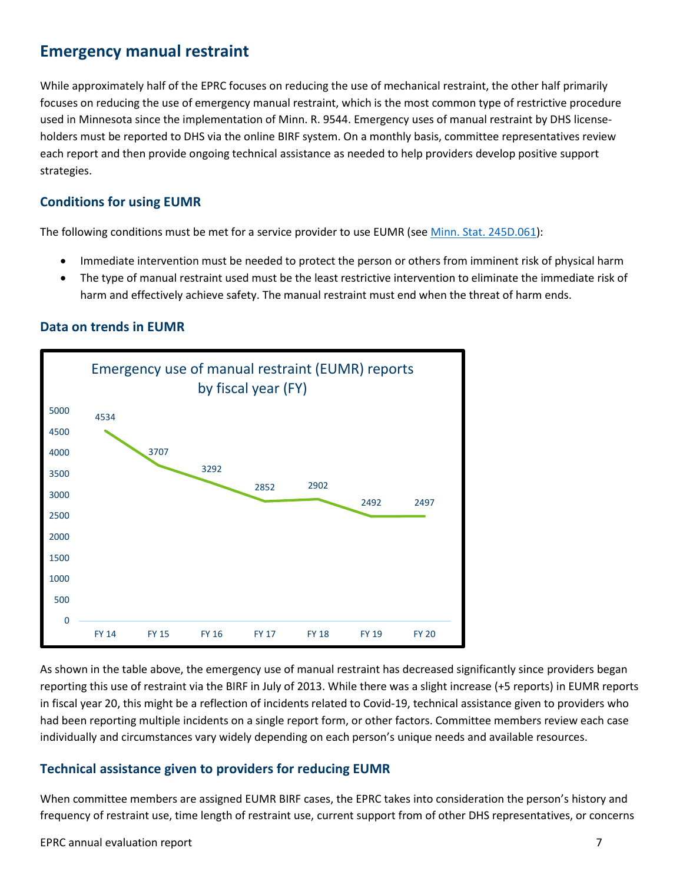## Emergency manual restraint

While approximately half of the EPRC focuses on reducing the use of mechanical restraint, the other half primarily focuses on reducing the use of emergency manual restraint, which is the most common type of restrictive procedure used in Minnesota since the implementation of Minn. R. 9544. Emergency uses of manual restraint by DHS license-holders must be reported to DHS via the online BIRF system. On a monthly basis, committee representatives review each report and then provide ongoing technical assistance as needed to help providers develop positive support strategies.

### Conditions for using EUMR

The following conditions must be met for a service provider to use EUMR (see Minn. Stat. 245D.061):

- Immediate intervention must be needed to protect the person or others from imminent risk of physical harm
- The type of manual restraint used must be the least restrictive intervention to eliminate the immediate risk of harm and effectively achieve safety. The manual restraint must end when the threat of harm ends.

### Data on trends in EUMR

Emergency use of manual restraint (EUMR) reports by fiscal year (FY)

| Fiscal year | EUMR reports |
|---|---|
| FY 14 | 4534 |
| FY 15 | 3707 |
| FY 16 | 3292 |
| FY 17 | 2852 |
| FY 18 | 2902 |
| FY 19 | 2492 |
| FY 20 | 2497 |

As shown in the table above, the emergency use of manual restraint has decreased significantly since providers began reporting this use of restraint via the BIRF in July of 2013. While there was a slight increase (+5 reports) in EUMR reports in fiscal year 20, this might be a reflection of incidents related to Covid-19, technical assistance given to providers who had been reporting multiple incidents on a single report form, or other factors. Committee members review each case individually and circumstances vary widely depending on each person's unique needs and available resources.

### Technical assistance given to providers for reducing EUMR

When committee members are assigned EUMR BIRF cases, the EPRC takes into consideration the person's history and frequency of restraint use, time length of restraint use, current support from of other DHS representatives, or concerns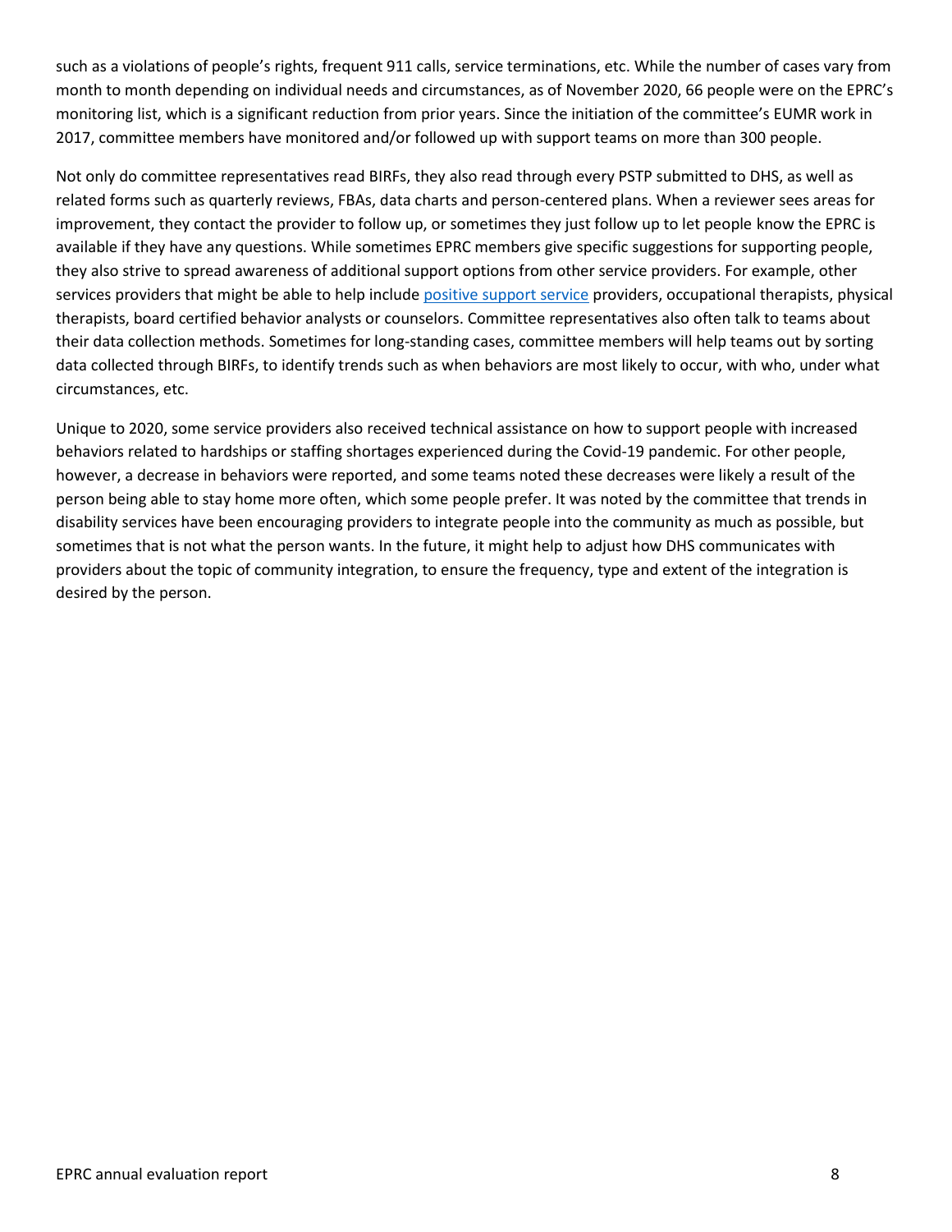such as a violations of people's rights, frequent 911 calls, service terminations, etc. While the number of cases vary from month to month depending on individual needs and circumstances, as of November 2020, 66 people were on the EPRC's monitoring list, which is a significant reduction from prior years. Since the initiation of the committee's EUMR work in 2017, committee members have monitored and/or followed up with support teams on more than 300 people.

Not only do committee representatives read BIRFs, they also read through every PSTP submitted to DHS, as well as related forms such as quarterly reviews, FBAs, data charts and person-centered plans. When a reviewer sees areas for improvement, they contact the provider to follow up, or sometimes they just follow up to let people know the EPRC is available if they have any questions. While sometimes EPRC members give specific suggestions for supporting people, they also strive to spread awareness of additional support options from other service providers. For example, other services providers that might be able to help include positive support service providers, occupational therapists, physical therapists, board certified behavior analysts or counselors. Committee representatives also often talk to teams about their data collection methods. Sometimes for long-standing cases, committee members will help teams out by sorting data collected through BIRFs, to identify trends such as when behaviors are most likely to occur, with who, under what circumstances, etc.

Unique to 2020, some service providers also received technical assistance on how to support people with increased behaviors related to hardships or staffing shortages experienced during the Covid-19 pandemic. For other people, however, a decrease in behaviors were reported, and some teams noted these decreases were likely a result of the person being able to stay home more often, which some people prefer. It was noted by the committee that trends in disability services have been encouraging providers to integrate people into the community as much as possible, but sometimes that is not what the person wants. In the future, it might help to adjust how DHS communicates with providers about the topic of community integration, to ensure the frequency, type and extent of the integration is desired by the person.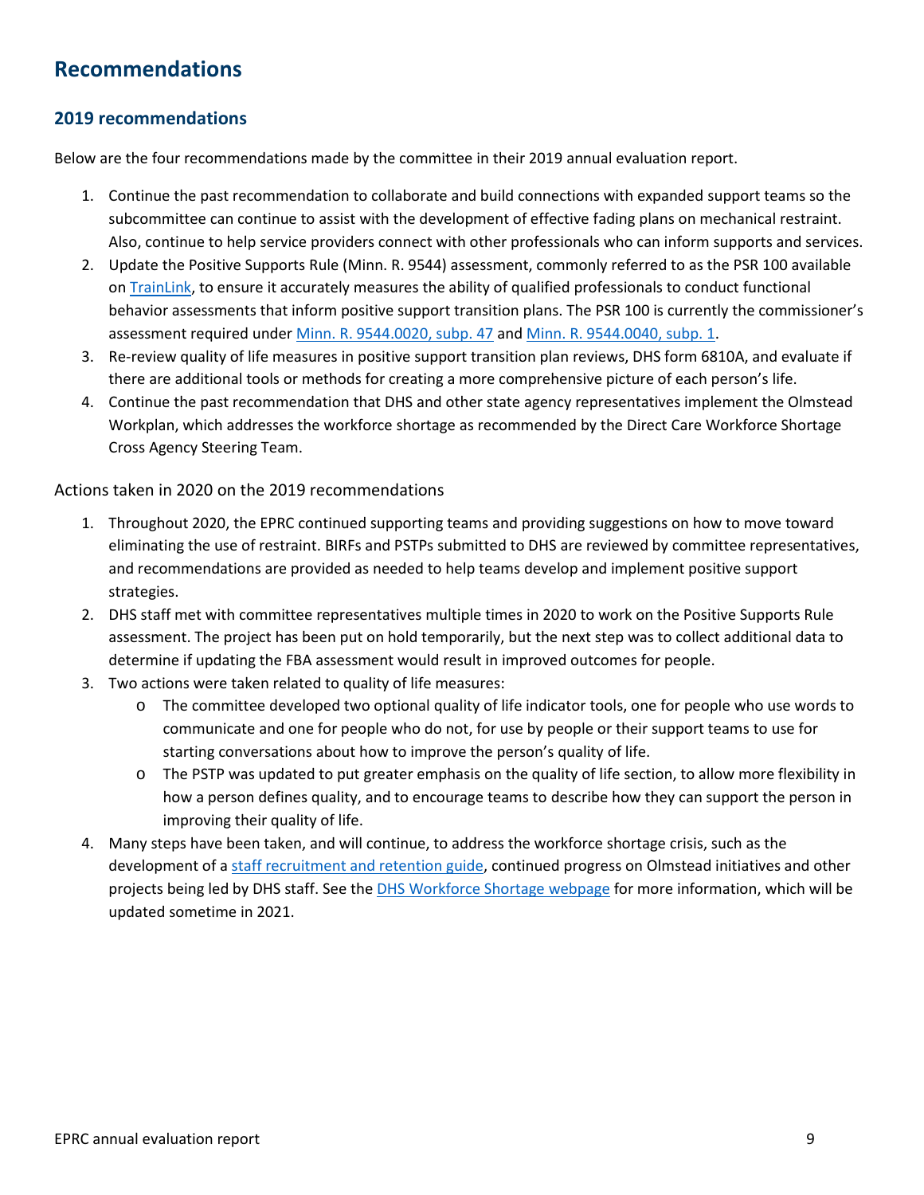# Recommendations

## 2019 recommendations

Below are the four recommendations made by the committee in their 2019 annual evaluation report.

1. Continue the past recommendation to collaborate and build connections with expanded support teams so the subcommittee can continue to assist with the development of effective fading plans on mechanical restraint. Also, continue to help service providers connect with other professionals who can inform supports and services.
2. Update the Positive Supports Rule (Minn. R. 9544) assessment, commonly referred to as the PSR 100 available on TrainLink, to ensure it accurately measures the ability of qualified professionals to conduct functional behavior assessments that inform positive support transition plans. The PSR 100 is currently the commissioner's assessment required under Minn. R. 9544.0020, subp. 47 and Minn. R. 9544.0040, subp. 1.
3. Re-review quality of life measures in positive support transition plan reviews, DHS form 6810A, and evaluate if there are additional tools or methods for creating a more comprehensive picture of each person's life.
4. Continue the past recommendation that DHS and other state agency representatives implement the Olmstead Workplan, which addresses the workforce shortage as recommended by the Direct Care Workforce Shortage Cross Agency Steering Team.

### Actions taken in 2020 on the 2019 recommendations

1. Throughout 2020, the EPRC continued supporting teams and providing suggestions on how to move toward eliminating the use of restraint. BIRFs and PSTPs submitted to DHS are reviewed by committee representatives, and recommendations are provided as needed to help teams develop and implement positive support strategies.
2. DHS staff met with committee representatives multiple times in 2020 to work on the Positive Supports Rule assessment. The project has been put on hold temporarily, but the next step was to collect additional data to determine if updating the FBA assessment would result in improved outcomes for people.
3. Two actions were taken related to quality of life measures:
   - The committee developed two optional quality of life indicator tools, one for people who use words to communicate and one for people who do not, for use by people or their support teams to use for starting conversations about how to improve the person's quality of life.
   - The PSTP was updated to put greater emphasis on the quality of life section, to allow more flexibility in how a person defines quality, and to encourage teams to describe how they can support the person in improving their quality of life.
4. Many steps have been taken, and will continue, to address the workforce shortage crisis, such as the development of a staff recruitment and retention guide, continued progress on Olmstead initiatives and other projects being led by DHS staff. See the DHS Workforce Shortage webpage for more information, which will be updated sometime in 2021.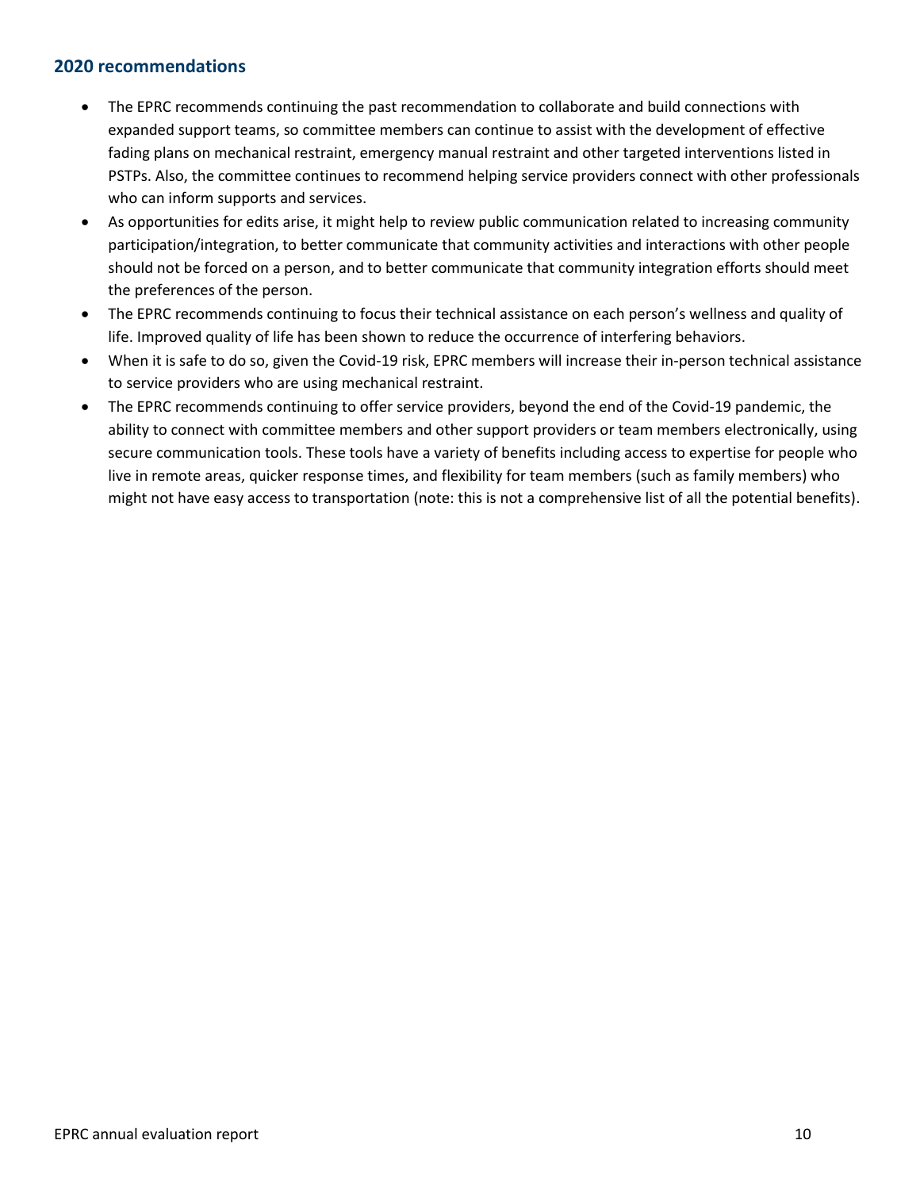## 2020 recommendations

- The EPRC recommends continuing the past recommendation to collaborate and build connections with expanded support teams, so committee members can continue to assist with the development of effective fading plans on mechanical restraint, emergency manual restraint and other targeted interventions listed in PSTPs. Also, the committee continues to recommend helping service providers connect with other professionals who can inform supports and services.
- As opportunities for edits arise, it might help to review public communication related to increasing community participation/integration, to better communicate that community activities and interactions with other people should not be forced on a person, and to better communicate that community integration efforts should meet the preferences of the person.
- The EPRC recommends continuing to focus their technical assistance on each person's wellness and quality of life. Improved quality of life has been shown to reduce the occurrence of interfering behaviors.
- When it is safe to do so, given the Covid-19 risk, EPRC members will increase their in-person technical assistance to service providers who are using mechanical restraint.
- The EPRC recommends continuing to offer service providers, beyond the end of the Covid-19 pandemic, the ability to connect with committee members and other support providers or team members electronically, using secure communication tools. These tools have a variety of benefits including access to expertise for people who live in remote areas, quicker response times, and flexibility for team members (such as family members) who might not have easy access to transportation (note: this is not a comprehensive list of all the potential benefits).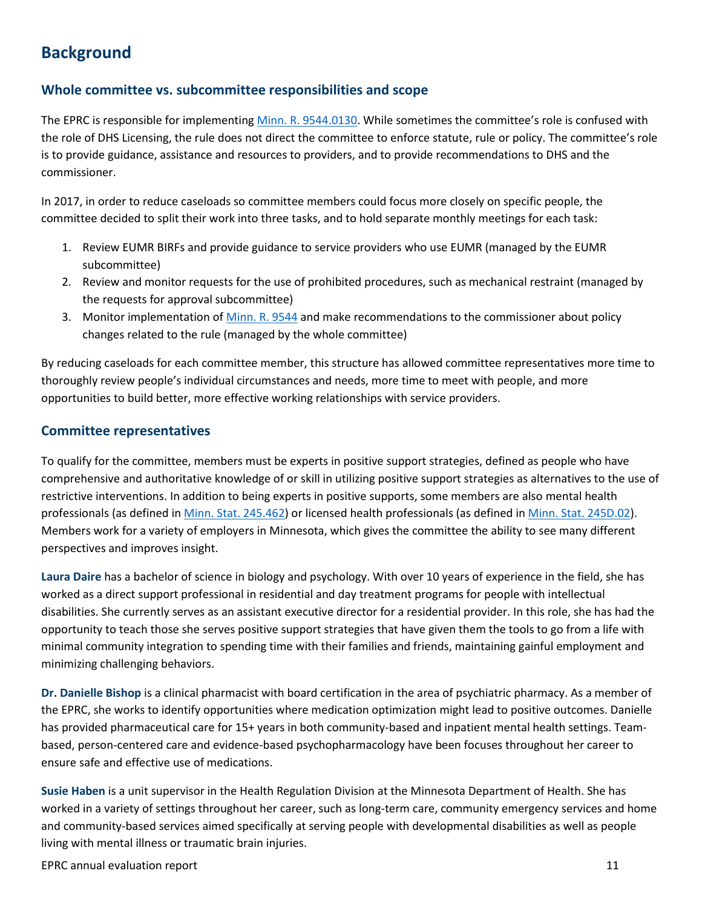# Background

## Whole committee vs. subcommittee responsibilities and scope

The EPRC is responsible for implementing [Minn. R. 9544.0130](). While sometimes the committee's role is confused with the role of DHS Licensing, the rule does not direct the committee to enforce statute, rule or policy. The committee's role is to provide guidance, assistance and resources to providers, and to provide recommendations to DHS and the commissioner.

In 2017, in order to reduce caseloads so committee members could focus more closely on specific people, the committee decided to split their work into three tasks, and to hold separate monthly meetings for each task:

1. Review EUMR BIRFs and provide guidance to service providers who use EUMR (managed by the EUMR subcommittee)
2. Review and monitor requests for the use of prohibited procedures, such as mechanical restraint (managed by the requests for approval subcommittee)
3. Monitor implementation of [Minn. R. 9544]() and make recommendations to the commissioner about policy changes related to the rule (managed by the whole committee)

By reducing caseloads for each committee member, this structure has allowed committee representatives more time to thoroughly review people's individual circumstances and needs, more time to meet with people, and more opportunities to build better, more effective working relationships with service providers.

## Committee representatives

To qualify for the committee, members must be experts in positive support strategies, defined as people who have comprehensive and authoritative knowledge of or skill in utilizing positive support strategies as alternatives to the use of restrictive interventions. In addition to being experts in positive supports, some members are also mental health professionals (as defined in [Minn. Stat. 245.462]()) or licensed health professionals (as defined in [Minn. Stat. 245D.02]()). Members work for a variety of employers in Minnesota, which gives the committee the ability to see many different perspectives and improves insight.

**Laura Daire** has a bachelor of science in biology and psychology. With over 10 years of experience in the field, she has worked as a direct support professional in residential and day treatment programs for people with intellectual disabilities. She currently serves as an assistant executive director for a residential provider. In this role, she has had the opportunity to teach those she serves positive support strategies that have given them the tools to go from a life with minimal community integration to spending time with their families and friends, maintaining gainful employment and minimizing challenging behaviors.

**Dr. Danielle Bishop** is a clinical pharmacist with board certification in the area of psychiatric pharmacy. As a member of the EPRC, she works to identify opportunities where medication optimization might lead to positive outcomes. Danielle has provided pharmaceutical care for 15+ years in both community-based and inpatient mental health settings. Team-based, person-centered care and evidence-based psychopharmacology have been focuses throughout her career to ensure safe and effective use of medications.

**Susie Haben** is a unit supervisor in the Health Regulation Division at the Minnesota Department of Health. She has worked in a variety of settings throughout her career, such as long-term care, community emergency services and home and community-based services aimed specifically at serving people with developmental disabilities as well as people living with mental illness or traumatic brain injuries.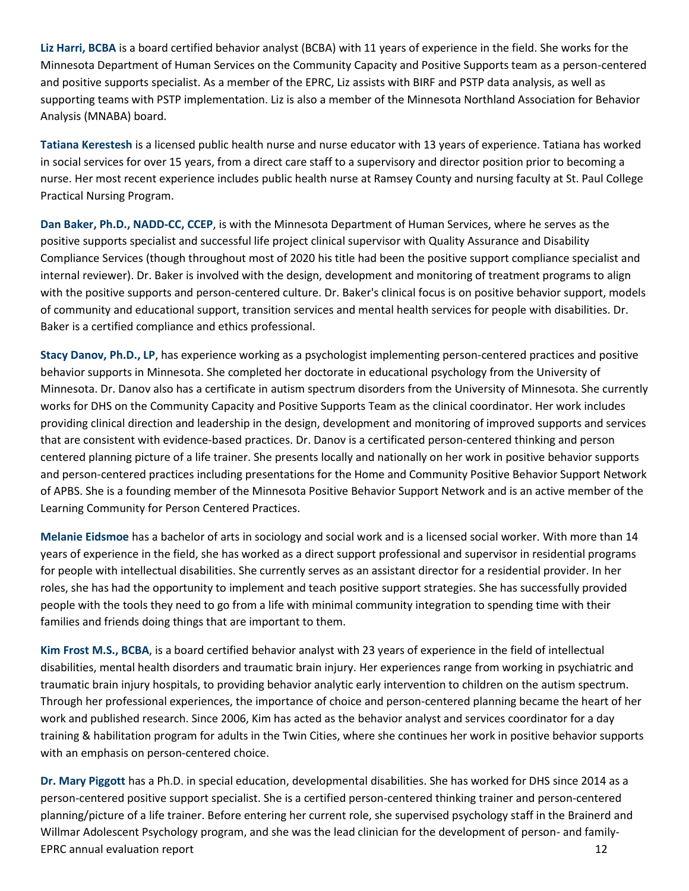**Liz Harri, BCBA** is a board certified behavior analyst (BCBA) with 11 years of experience in the field. She works for the Minnesota Department of Human Services on the Community Capacity and Positive Supports team as a person-centered and positive supports specialist. As a member of the EPRC, Liz assists with BIRF and PSTP data analysis, as well as supporting teams with PSTP implementation. Liz is also a member of the Minnesota Northland Association for Behavior Analysis (MNABA) board.

**Tatiana Kerestesh** is a licensed public health nurse and nurse educator with 13 years of experience. Tatiana has worked in social services for over 15 years, from a direct care staff to a supervisory and director position prior to becoming a nurse. Her most recent experience includes public health nurse at Ramsey County and nursing faculty at St. Paul College Practical Nursing Program.

**Dan Baker, Ph.D., NADD-CC, CCEP**, is with the Minnesota Department of Human Services, where he serves as the positive supports specialist and successful life project clinical supervisor with Quality Assurance and Disability Compliance Services (though throughout most of 2020 his title had been the positive support compliance specialist and internal reviewer). Dr. Baker is involved with the design, development and monitoring of treatment programs to align with the positive supports and person-centered culture. Dr. Baker's clinical focus is on positive behavior support, models of community and educational support, transition services and mental health services for people with disabilities. Dr. Baker is a certified compliance and ethics professional.

**Stacy Danov, Ph.D., LP**, has experience working as a psychologist implementing person-centered practices and positive behavior supports in Minnesota. She completed her doctorate in educational psychology from the University of Minnesota. Dr. Danov also has a certificate in autism spectrum disorders from the University of Minnesota. She currently works for DHS on the Community Capacity and Positive Supports Team as the clinical coordinator. Her work includes providing clinical direction and leadership in the design, development and monitoring of improved supports and services that are consistent with evidence-based practices. Dr. Danov is a certificated person-centered thinking and person centered planning picture of a life trainer. She presents locally and nationally on her work in positive behavior supports and person-centered practices including presentations for the Home and Community Positive Behavior Support Network of APBS. She is a founding member of the Minnesota Positive Behavior Support Network and is an active member of the Learning Community for Person Centered Practices.

**Melanie Eidsmoe** has a bachelor of arts in sociology and social work and is a licensed social worker. With more than 14 years of experience in the field, she has worked as a direct support professional and supervisor in residential programs for people with intellectual disabilities. She currently serves as an assistant director for a residential provider. In her roles, she has had the opportunity to implement and teach positive support strategies. She has successfully provided people with the tools they need to go from a life with minimal community integration to spending time with their families and friends doing things that are important to them.

**Kim Frost M.S., BCBA**, is a board certified behavior analyst with 23 years of experience in the field of intellectual disabilities, mental health disorders and traumatic brain injury. Her experiences range from working in psychiatric and traumatic brain injury hospitals, to providing behavior analytic early intervention to children on the autism spectrum. Through her professional experiences, the importance of choice and person-centered planning became the heart of her work and published research. Since 2006, Kim has acted as the behavior analyst and services coordinator for a day training & habilitation program for adults in the Twin Cities, where she continues her work in positive behavior supports with an emphasis on person-centered choice.

**Dr. Mary Piggott** has a Ph.D. in special education, developmental disabilities. She has worked for DHS since 2014 as a person-centered positive support specialist. She is a certified person-centered thinking trainer and person-centered planning/picture of a life trainer. Before entering her current role, she supervised psychology staff in the Brainerd and Willmar Adolescent Psychology program, and she was the lead clinician for the development of person- and family-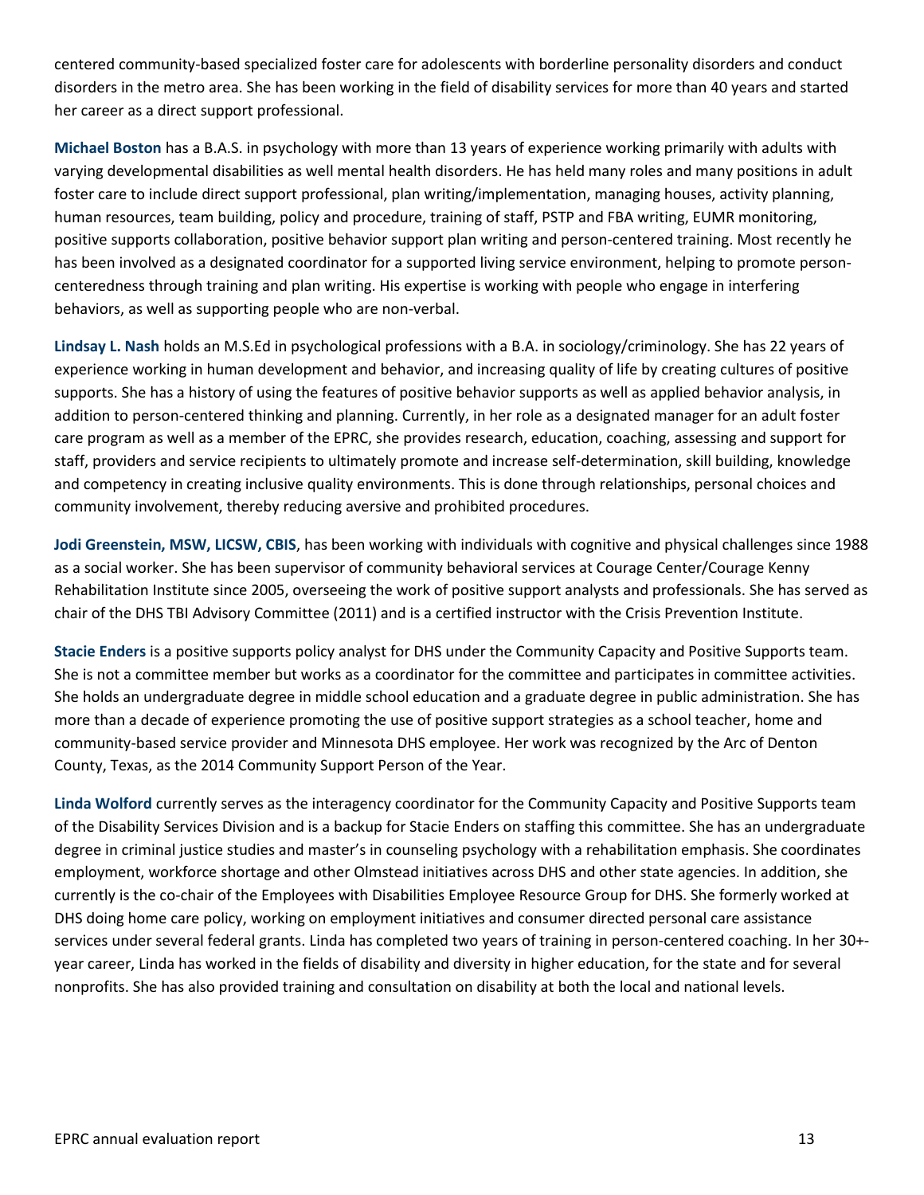centered community-based specialized foster care for adolescents with borderline personality disorders and conduct disorders in the metro area. She has been working in the field of disability services for more than 40 years and started her career as a direct support professional.

**Michael Boston** has a B.A.S. in psychology with more than 13 years of experience working primarily with adults with varying developmental disabilities as well mental health disorders. He has held many roles and many positions in adult foster care to include direct support professional, plan writing/implementation, managing houses, activity planning, human resources, team building, policy and procedure, training of staff, PSTP and FBA writing, EUMR monitoring, positive supports collaboration, positive behavior support plan writing and person-centered training. Most recently he has been involved as a designated coordinator for a supported living service environment, helping to promote person-centeredness through training and plan writing. His expertise is working with people who engage in interfering behaviors, as well as supporting people who are non-verbal.

**Lindsay L. Nash** holds an M.S.Ed in psychological professions with a B.A. in sociology/criminology. She has 22 years of experience working in human development and behavior, and increasing quality of life by creating cultures of positive supports. She has a history of using the features of positive behavior supports as well as applied behavior analysis, in addition to person-centered thinking and planning. Currently, in her role as a designated manager for an adult foster care program as well as a member of the EPRC, she provides research, education, coaching, assessing and support for staff, providers and service recipients to ultimately promote and increase self-determination, skill building, knowledge and competency in creating inclusive quality environments. This is done through relationships, personal choices and community involvement, thereby reducing aversive and prohibited procedures.

**Jodi Greenstein, MSW, LICSW, CBIS**, has been working with individuals with cognitive and physical challenges since 1988 as a social worker. She has been supervisor of community behavioral services at Courage Center/Courage Kenny Rehabilitation Institute since 2005, overseeing the work of positive support analysts and professionals. She has served as chair of the DHS TBI Advisory Committee (2011) and is a certified instructor with the Crisis Prevention Institute.

**Stacie Enders** is a positive supports policy analyst for DHS under the Community Capacity and Positive Supports team. She is not a committee member but works as a coordinator for the committee and participates in committee activities. She holds an undergraduate degree in middle school education and a graduate degree in public administration. She has more than a decade of experience promoting the use of positive support strategies as a school teacher, home and community-based service provider and Minnesota DHS employee. Her work was recognized by the Arc of Denton County, Texas, as the 2014 Community Support Person of the Year.

**Linda Wolford** currently serves as the interagency coordinator for the Community Capacity and Positive Supports team of the Disability Services Division and is a backup for Stacie Enders on staffing this committee. She has an undergraduate degree in criminal justice studies and master's in counseling psychology with a rehabilitation emphasis. She coordinates employment, workforce shortage and other Olmstead initiatives across DHS and other state agencies. In addition, she currently is the co-chair of the Employees with Disabilities Employee Resource Group for DHS. She formerly worked at DHS doing home care policy, working on employment initiatives and consumer directed personal care assistance services under several federal grants. Linda has completed two years of training in person-centered coaching. In her 30+-year career, Linda has worked in the fields of disability and diversity in higher education, for the state and for several nonprofits. She has also provided training and consultation on disability at both the local and national levels.